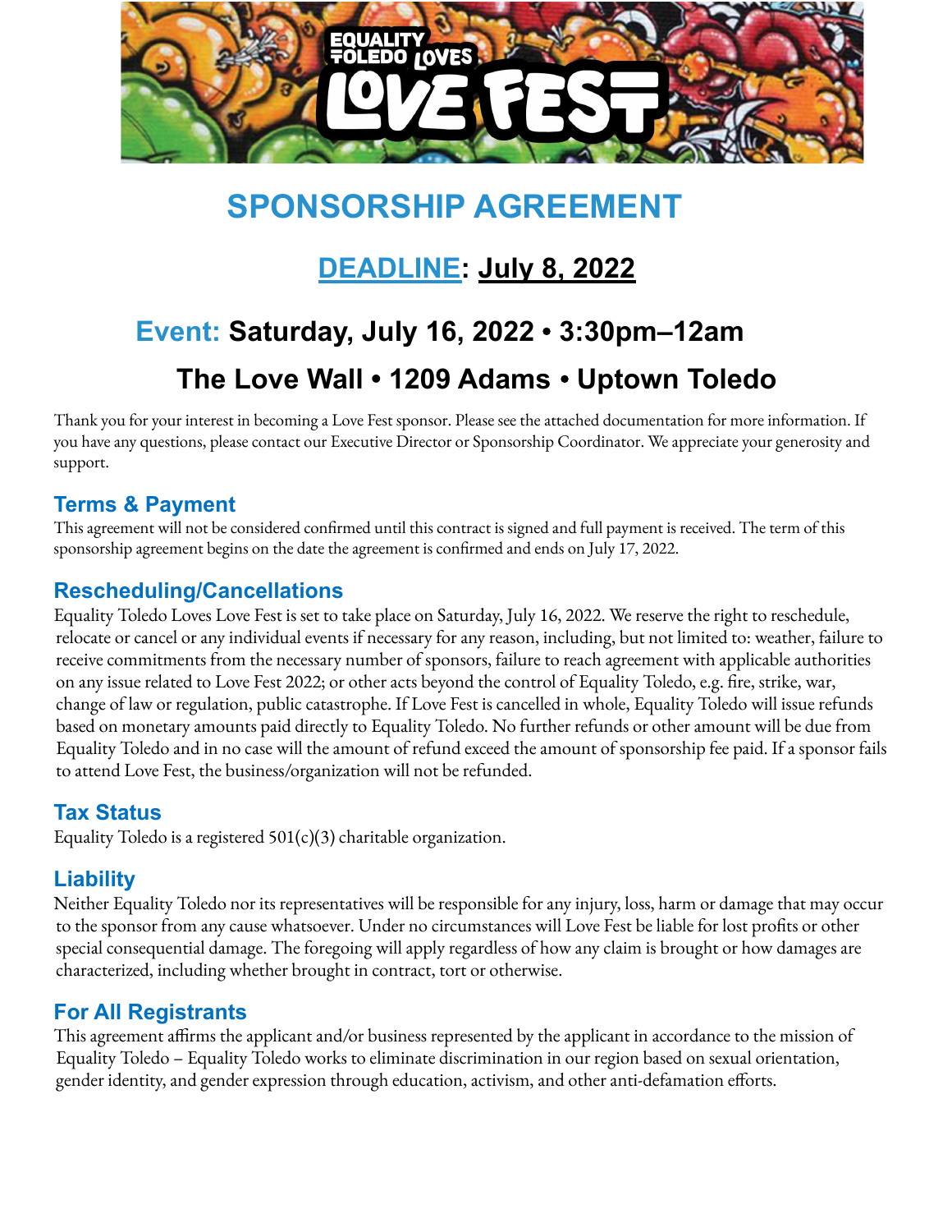# SPONSORSHIP AGREEMENT

## DEADLINE: July 8, 2022

## Event: Saturday, July 16, 2022 • 3:30pm–12am

## The Love Wall • 1209 Adams • Uptown Toledo

Thank you for your interest in becoming a Love Fest sponsor. Please see the attached documentation for more information. If you have any questions, please contact our Executive Director or Sponsorship Coordinator. We appreciate your generosity and support.

### Terms & Payment

This agreement will not be considered confirmed until this contract is signed and full payment is received. The term of this sponsorship agreement begins on the date the agreement is confirmed and ends on July 17, 2022.

### Rescheduling/Cancellations

Equality Toledo Loves Love Fest is set to take place on Saturday, July 16, 2022. We reserve the right to reschedule, relocate or cancel or any individual events if necessary for any reason, including, but not limited to: weather, failure to receive commitments from the necessary number of sponsors, failure to reach agreement with applicable authorities on any issue related to Love Fest 2022; or other acts beyond the control of Equality Toledo, e.g. fire, strike, war, change of law or regulation, public catastrophe. If Love Fest is cancelled in whole, Equality Toledo will issue refunds based on monetary amounts paid directly to Equality Toledo. No further refunds or other amount will be due from Equality Toledo and in no case will the amount of refund exceed the amount of sponsorship fee paid. If a sponsor fails to attend Love Fest, the business/organization will not be refunded.

### Tax Status

Equality Toledo is a registered 501(c)(3) charitable organization.

### Liability

Neither Equality Toledo nor its representatives will be responsible for any injury, loss, harm or damage that may occur to the sponsor from any cause whatsoever. Under no circumstances will Love Fest be liable for lost profits or other special consequential damage. The foregoing will apply regardless of how any claim is brought or how damages are characterized, including whether brought in contract, tort or otherwise.

### For All Registrants

This agreement affirms the applicant and/or business represented by the applicant in accordance to the mission of Equality Toledo – Equality Toledo works to eliminate discrimination in our region based on sexual orientation, gender identity, and gender expression through education, activism, and other anti-defamation efforts.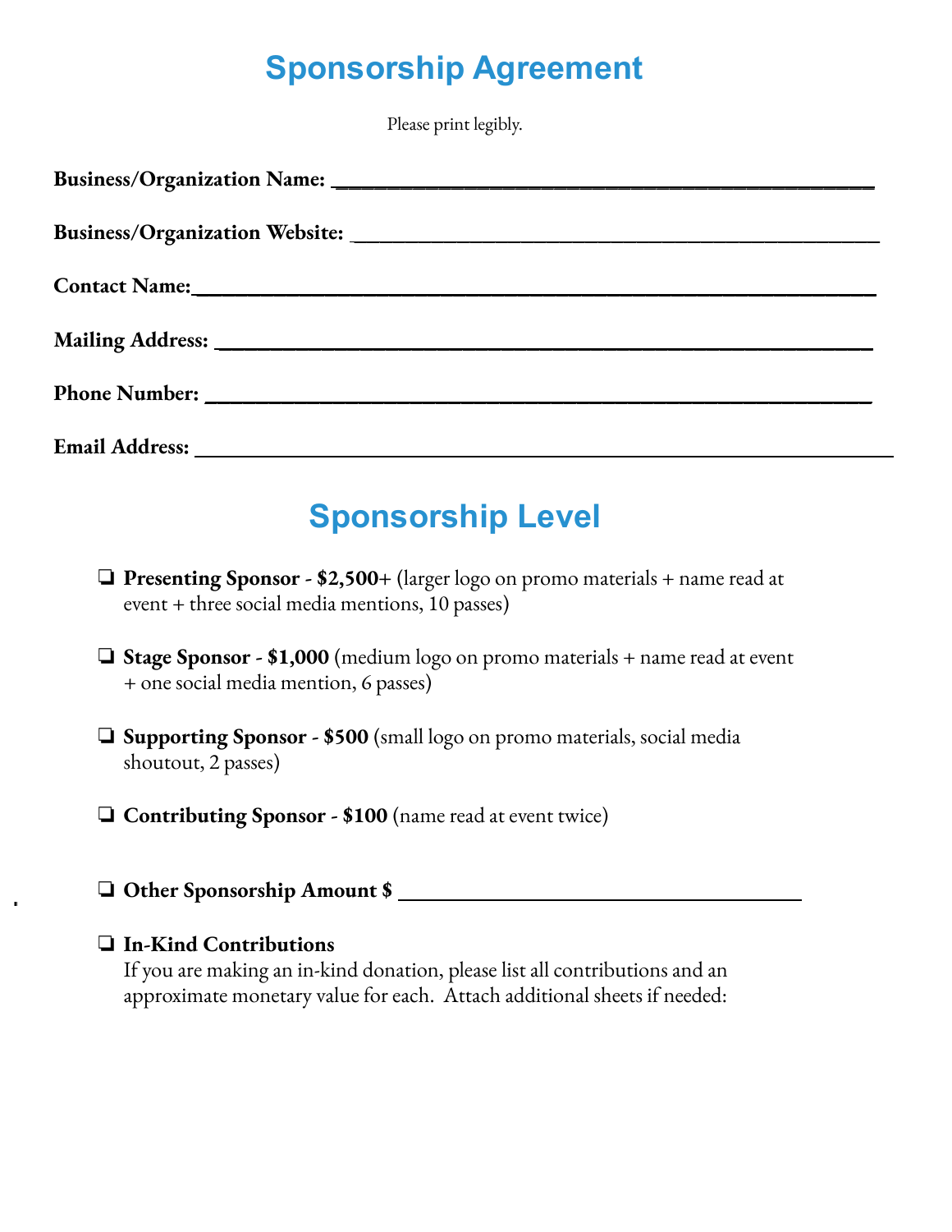# Sponsorship Agreement

Please print legibly.

**Business/Organization Name:** ___________________________________________

**Business/Organization Website:** ___________________________________________

**Contact Name:** ___________________________________________

**Mailing Address:** ___________________________________________

**Phone Number:** ___________________________________________

**Email Address:** ___________________________________________

# Sponsorship Level

- ❏ **Presenting Sponsor - $2,500+** (larger logo on promo materials + name read at event + three social media mentions, 10 passes)

- ❏ **Stage Sponsor - $1,000** (medium logo on promo materials + name read at event + one social media mention, 6 passes)

- ❏ **Supporting Sponsor - $500** (small logo on promo materials, social media shoutout, 2 passes)

- ❏ **Contributing Sponsor - $100** (name read at event twice)

- ❏ **Other Sponsorship Amount $** ___________________________

- ❏ **In-Kind Contributions**
  If you are making an in-kind donation, please list all contributions and an approximate monetary value for each. Attach additional sheets if needed: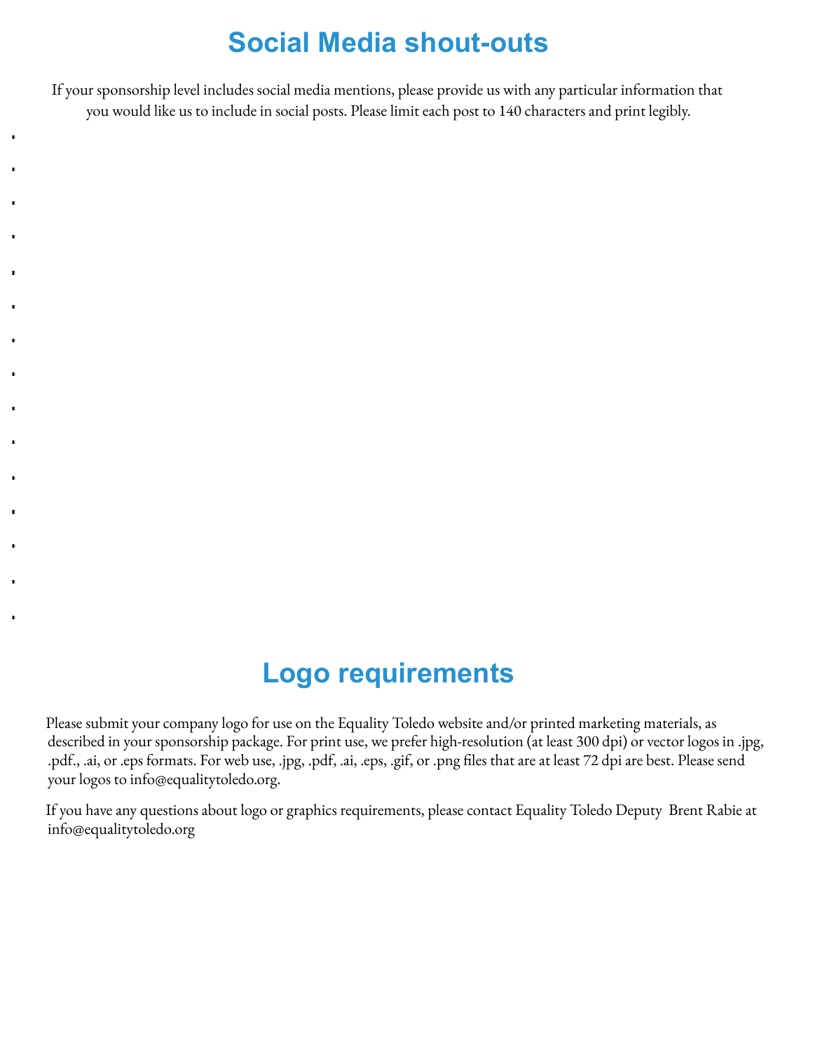# Social Media shout-outs

If your sponsorship level includes social media mentions, please provide us with any particular information that you would like us to include in social posts. Please limit each post to 140 characters and print legibly.

# Logo requirements

Please submit your company logo for use on the Equality Toledo website and/or printed marketing materials, as described in your sponsorship package. For print use, we prefer high-resolution (at least 300 dpi) or vector logos in .jpg, .pdf., .ai, or .eps formats. For web use, .jpg, .pdf, .ai, .eps, .gif, or .png files that are at least 72 dpi are best. Please send your logos to info@equalitytoledo.org.

If you have any questions about logo or graphics requirements, please contact Equality Toledo Deputy Brent Rabie at info@equalitytoledo.org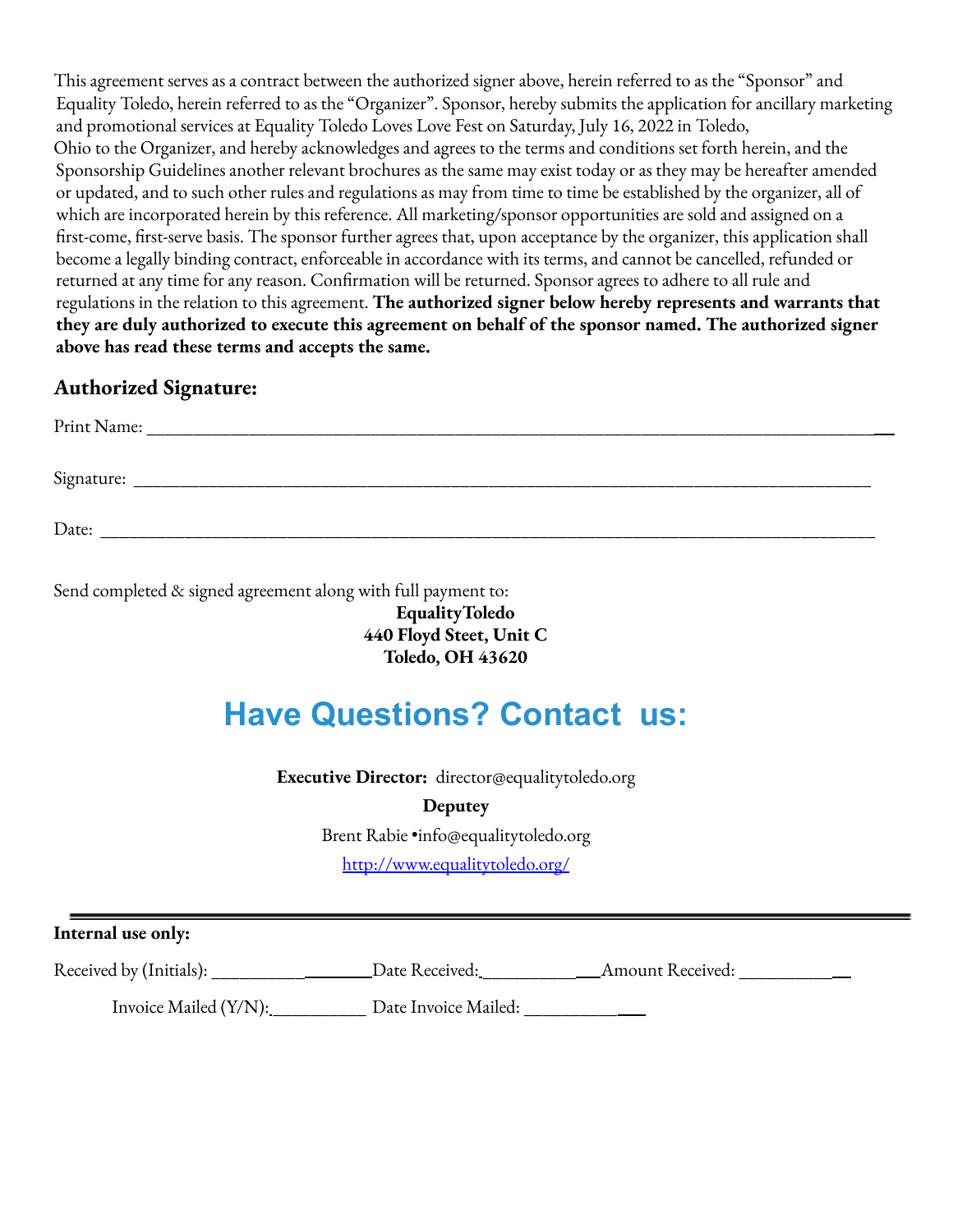This agreement serves as a contract between the authorized signer above, herein referred to as the "Sponsor" and Equality Toledo, herein referred to as the "Organizer". Sponsor, hereby submits the application for ancillary marketing and promotional services at Equality Toledo Loves Love Fest on Saturday, July 16, 2022 in Toledo, Ohio to the Organizer, and hereby acknowledges and agrees to the terms and conditions set forth herein, and the Sponsorship Guidelines another relevant brochures as the same may exist today or as they may be hereafter amended or updated, and to such other rules and regulations as may from time to time be established by the organizer, all of which are incorporated herein by this reference. All marketing/sponsor opportunities are sold and assigned on a first-come, first-serve basis. The sponsor further agrees that, upon acceptance by the organizer, this application shall become a legally binding contract, enforceable in accordance with its terms, and cannot be cancelled, refunded or returned at any time for any reason. Confirmation will be returned. Sponsor agrees to adhere to all rule and regulations in the relation to this agreement. **The authorized signer below hereby represents and warrants that they are duly authorized to execute this agreement on behalf of the sponsor named. The authorized signer above has read these terms and accepts the same.**

## Authorized Signature:

Print Name: ______________________________________________________________________

Signature: ______________________________________________________________________

Date: ______________________________________________________________________

Send completed & signed agreement along with full payment to:

**EqualityToledo**
**440 Floyd Steet, Unit C**
**Toledo, OH 43620**

## Have Questions? Contact us:

**Executive Director:** director@equalitytoledo.org

**Deputey**

Brent Rabie •info@equalitytoledo.org

http://www.equalitytoledo.org/

---

**Internal use only:**

Received by (Initials): ________________ Date Received: ______________ Amount Received: ______________

Invoice Mailed (Y/N): ___________ Date Invoice Mailed: ______________